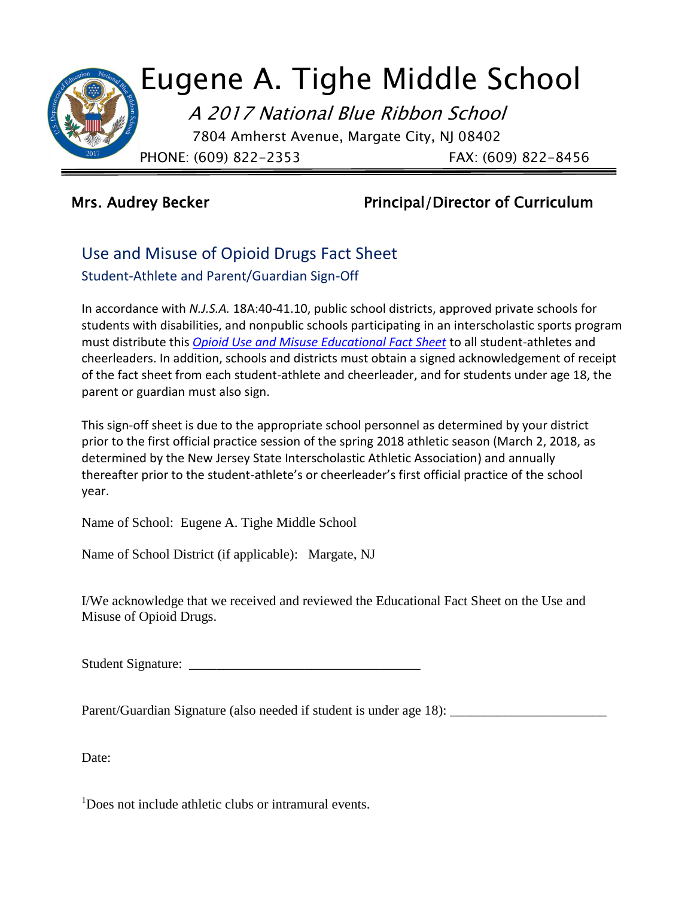# Eugene A. Tighe Middle School

*A 2017 National Blue Ribbon School*

7804 Amherst Avenue, Margate City, NJ 08402

PHONE: (609) 822-2353 FAX: (609) 822-8456

**Mrs. Audrey Becker** **Principal/Director of Curriculum**

## Use and Misuse of Opioid Drugs Fact Sheet

### Student-Athlete and Parent/Guardian Sign-Off

In accordance with *N.J.S.A.* 18A:40-41.10, public school districts, approved private schools for students with disabilities, and nonpublic schools participating in an interscholastic sports program must distribute this *Opioid Use and Misuse Educational Fact Sheet* to all student-athletes and cheerleaders. In addition, schools and districts must obtain a signed acknowledgement of receipt of the fact sheet from each student-athlete and cheerleader, and for students under age 18, the parent or guardian must also sign.

This sign-off sheet is due to the appropriate school personnel as determined by your district prior to the first official practice session of the spring 2018 athletic season (March 2, 2018, as determined by the New Jersey State Interscholastic Athletic Association) and annually thereafter prior to the student-athlete's or cheerleader's first official practice of the school year.

Name of School: Eugene A. Tighe Middle School

Name of School District (if applicable): Margate, NJ

I/We acknowledge that we received and reviewed the Educational Fact Sheet on the Use and Misuse of Opioid Drugs.

Student Signature: ________________________________

Parent/Guardian Signature (also needed if student is under age 18): ______________________

Date:

[1]Does not include athletic clubs or intramural events.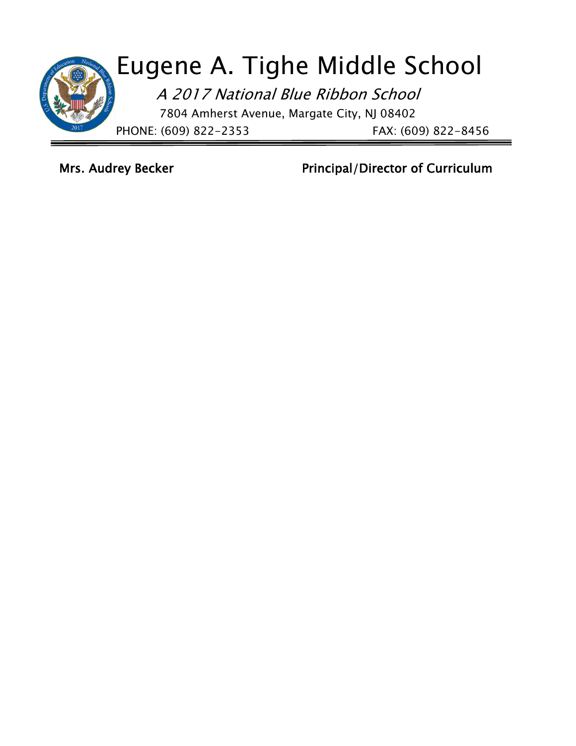# Eugene A. Tighe Middle School

*A 2017 National Blue Ribbon School*

7804 Amherst Avenue, Margate City, NJ 08402

PHONE: (609) 822-2353 FAX: (609) 822-8456

**Mrs. Audrey Becker** **Principal/Director of Curriculum**